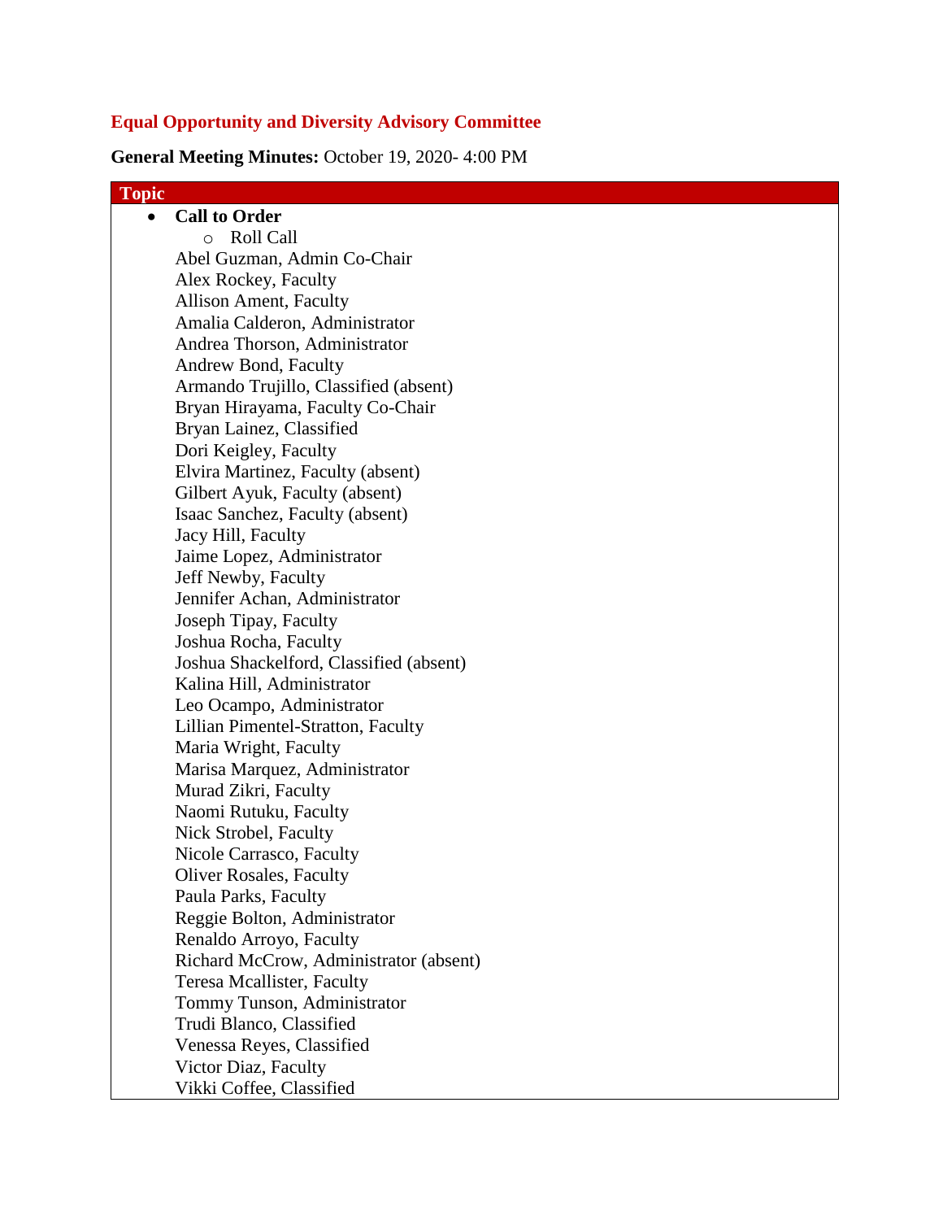## Equal Opportunity and Diversity Advisory Committee

**General Meeting Minutes:** October 19, 2020- 4:00 PM

| Topic |
|---|
| |

- **Call to Order**
  - Roll Call

Abel Guzman, Admin Co-Chair
Alex Rockey, Faculty
Allison Ament, Faculty
Amalia Calderon, Administrator
Andrea Thorson, Administrator
Andrew Bond, Faculty
Armando Trujillo, Classified (absent)
Bryan Hirayama, Faculty Co-Chair
Bryan Lainez, Classified
Dori Keigley, Faculty
Elvira Martinez, Faculty (absent)
Gilbert Ayuk, Faculty (absent)
Isaac Sanchez, Faculty (absent)
Jacy Hill, Faculty
Jaime Lopez, Administrator
Jeff Newby, Faculty
Jennifer Achan, Administrator
Joseph Tipay, Faculty
Joshua Rocha, Faculty
Joshua Shackelford, Classified (absent)
Kalina Hill, Administrator
Leo Ocampo, Administrator
Lillian Pimentel-Stratton, Faculty
Maria Wright, Faculty
Marisa Marquez, Administrator
Murad Zikri, Faculty
Naomi Rutuku, Faculty
Nick Strobel, Faculty
Nicole Carrasco, Faculty
Oliver Rosales, Faculty
Paula Parks, Faculty
Reggie Bolton, Administrator
Renaldo Arroyo, Faculty
Richard McCrow, Administrator (absent)
Teresa Mcallister, Faculty
Tommy Tunson, Administrator
Trudi Blanco, Classified
Venessa Reyes, Classified
Victor Diaz, Faculty
Vikki Coffee, Classified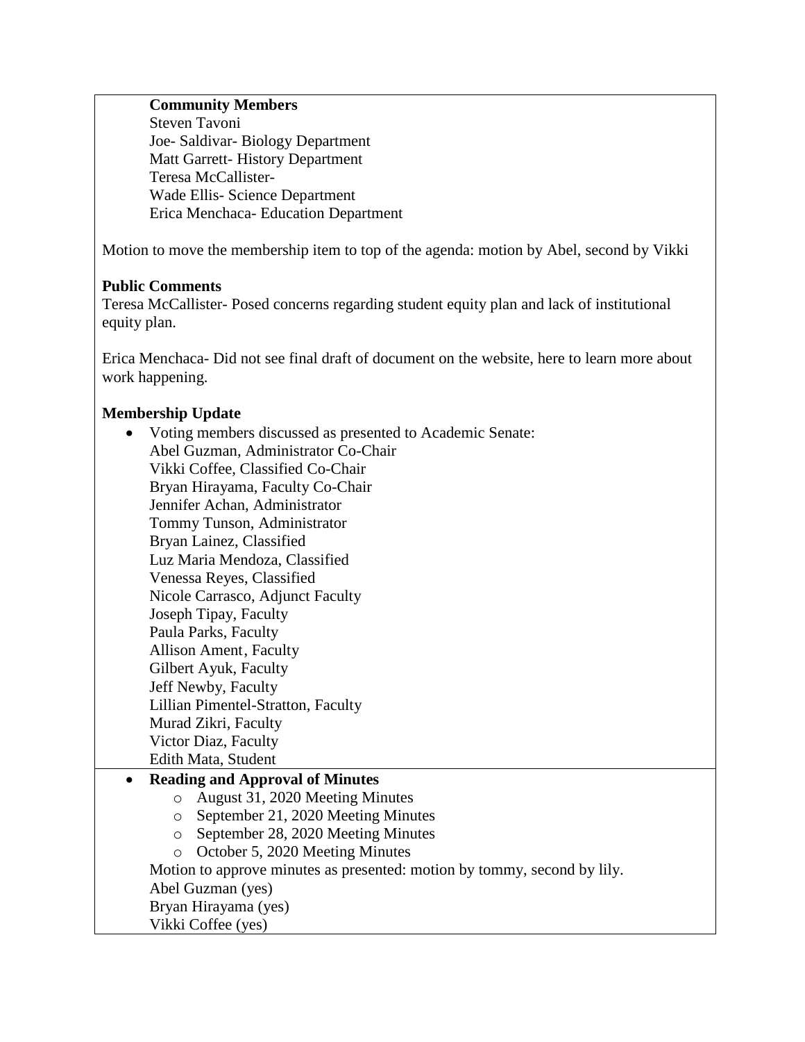**Community Members**
Steven Tavoni
Joe- Saldivar- Biology Department
Matt Garrett- History Department
Teresa McCallister-
Wade Ellis- Science Department
Erica Menchaca- Education Department

Motion to move the membership item to top of the agenda: motion by Abel, second by Vikki

**Public Comments**

Teresa McCallister- Posed concerns regarding student equity plan and lack of institutional equity plan.

Erica Menchaca- Did not see final draft of document on the website, here to learn more about work happening.

**Membership Update**

- Voting members discussed as presented to Academic Senate:
  Abel Guzman, Administrator Co-Chair
  Vikki Coffee, Classified Co-Chair
  Bryan Hirayama, Faculty Co-Chair
  Jennifer Achan, Administrator
  Tommy Tunson, Administrator
  Bryan Lainez, Classified
  Luz Maria Mendoza, Classified
  Venessa Reyes, Classified
  Nicole Carrasco, Adjunct Faculty
  Joseph Tipay, Faculty
  Paula Parks, Faculty
  Allison Ament, Faculty
  Gilbert Ayuk, Faculty
  Jeff Newby, Faculty
  Lillian Pimentel-Stratton, Faculty
  Murad Zikri, Faculty
  Victor Diaz, Faculty
  Edith Mata, Student

- **Reading and Approval of Minutes**
  - August 31, 2020 Meeting Minutes
  - September 21, 2020 Meeting Minutes
  - September 28, 2020 Meeting Minutes
  - October 5, 2020 Meeting Minutes

  Motion to approve minutes as presented: motion by tommy, second by lily.
  Abel Guzman (yes)
  Bryan Hirayama (yes)
  Vikki Coffee (yes)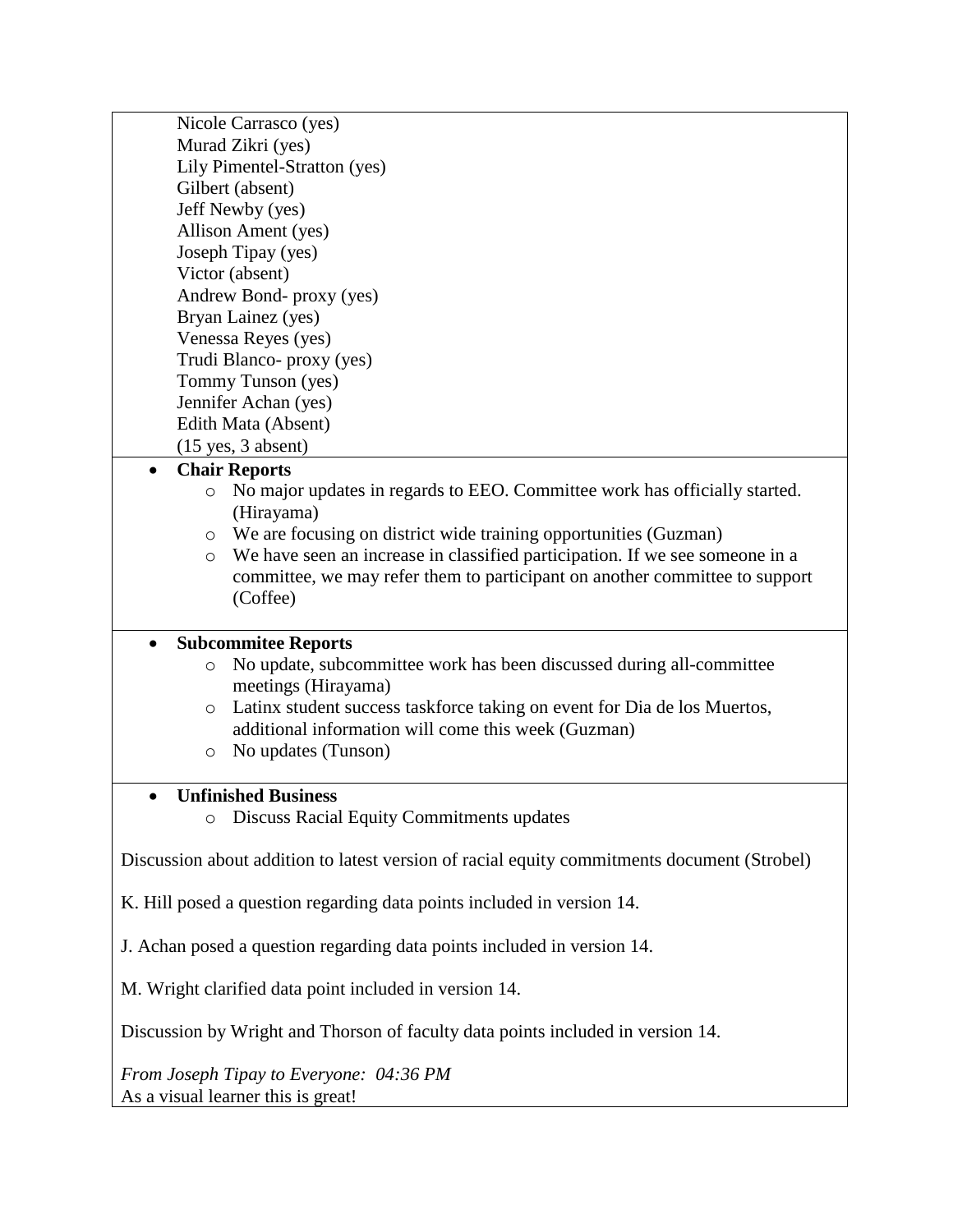Nicole Carrasco (yes)
Murad Zikri (yes)
Lily Pimentel-Stratton (yes)
Gilbert (absent)
Jeff Newby (yes)
Allison Ament (yes)
Joseph Tipay (yes)
Victor (absent)
Andrew Bond- proxy (yes)
Bryan Lainez (yes)
Venessa Reyes (yes)
Trudi Blanco- proxy (yes)
Tommy Tunson (yes)
Jennifer Achan (yes)
Edith Mata (Absent)
(15 yes, 3 absent)

- **Chair Reports**
  - No major updates in regards to EEO. Committee work has officially started. (Hirayama)
  - We are focusing on district wide training opportunities (Guzman)
  - We have seen an increase in classified participation. If we see someone in a committee, we may refer them to participant on another committee to support (Coffee)

- **Subcommitee Reports**
  - No update, subcommittee work has been discussed during all-committee meetings (Hirayama)
  - Latinx student success taskforce taking on event for Dia de los Muertos, additional information will come this week (Guzman)
  - No updates (Tunson)

- **Unfinished Business**
  - Discuss Racial Equity Commitments updates

Discussion about addition to latest version of racial equity commitments document (Strobel)

K. Hill posed a question regarding data points included in version 14.

J. Achan posed a question regarding data points included in version 14.

M. Wright clarified data point included in version 14.

Discussion by Wright and Thorson of faculty data points included in version 14.

*From Joseph Tipay to Everyone: 04:36 PM*
As a visual learner this is great!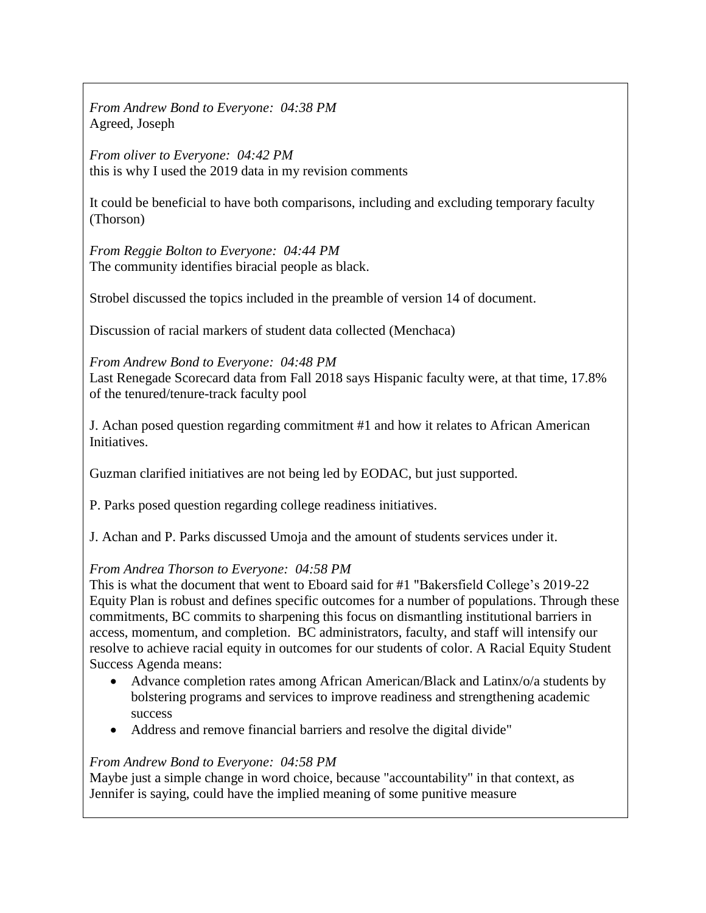*From Andrew Bond to Everyone: 04:38 PM*
Agreed, Joseph

*From oliver to Everyone: 04:42 PM*
this is why I used the 2019 data in my revision comments

It could be beneficial to have both comparisons, including and excluding temporary faculty (Thorson)

*From Reggie Bolton to Everyone: 04:44 PM*
The community identifies biracial people as black.

Strobel discussed the topics included in the preamble of version 14 of document.

Discussion of racial markers of student data collected (Menchaca)

*From Andrew Bond to Everyone: 04:48 PM*
Last Renegade Scorecard data from Fall 2018 says Hispanic faculty were, at that time, 17.8% of the tenured/tenure-track faculty pool

J. Achan posed question regarding commitment #1 and how it relates to African American Initiatives.

Guzman clarified initiatives are not being led by EODAC, but just supported.

P. Parks posed question regarding college readiness initiatives.

J. Achan and P. Parks discussed Umoja and the amount of students services under it.

*From Andrea Thorson to Everyone: 04:58 PM*
This is what the document that went to Eboard said for #1 "Bakersfield College's 2019-22 Equity Plan is robust and defines specific outcomes for a number of populations. Through these commitments, BC commits to sharpening this focus on dismantling institutional barriers in access, momentum, and completion. BC administrators, faculty, and staff will intensify our resolve to achieve racial equity in outcomes for our students of color. A Racial Equity Student Success Agenda means:

- Advance completion rates among African American/Black and Latinx/o/a students by bolstering programs and services to improve readiness and strengthening academic success
- Address and remove financial barriers and resolve the digital divide"

*From Andrew Bond to Everyone: 04:58 PM*
Maybe just a simple change in word choice, because "accountability" in that context, as Jennifer is saying, could have the implied meaning of some punitive measure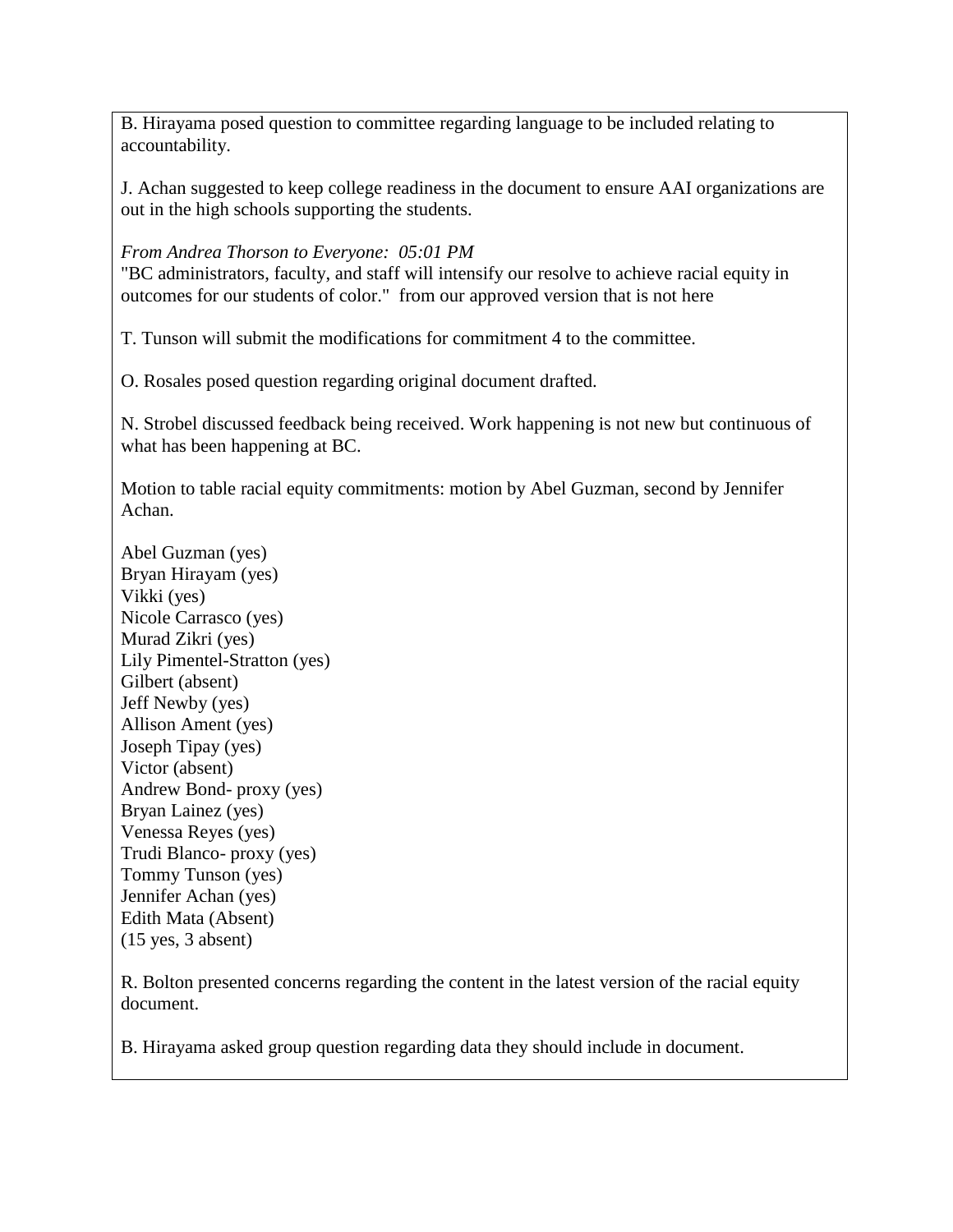B. Hirayama posed question to committee regarding language to be included relating to accountability.

J. Achan suggested to keep college readiness in the document to ensure AAI organizations are out in the high schools supporting the students.

*From Andrea Thorson to Everyone: 05:01 PM*
"BC administrators, faculty, and staff will intensify our resolve to achieve racial equity in outcomes for our students of color." from our approved version that is not here

T. Tunson will submit the modifications for commitment 4 to the committee.

O. Rosales posed question regarding original document drafted.

N. Strobel discussed feedback being received. Work happening is not new but continuous of what has been happening at BC.

Motion to table racial equity commitments: motion by Abel Guzman, second by Jennifer Achan.

Abel Guzman (yes)
Bryan Hirayam (yes)
Vikki (yes)
Nicole Carrasco (yes)
Murad Zikri (yes)
Lily Pimentel-Stratton (yes)
Gilbert (absent)
Jeff Newby (yes)
Allison Ament (yes)
Joseph Tipay (yes)
Victor (absent)
Andrew Bond- proxy (yes)
Bryan Lainez (yes)
Venessa Reyes (yes)
Trudi Blanco- proxy (yes)
Tommy Tunson (yes)
Jennifer Achan (yes)
Edith Mata (Absent)
(15 yes, 3 absent)

R. Bolton presented concerns regarding the content in the latest version of the racial equity document.

B. Hirayama asked group question regarding data they should include in document.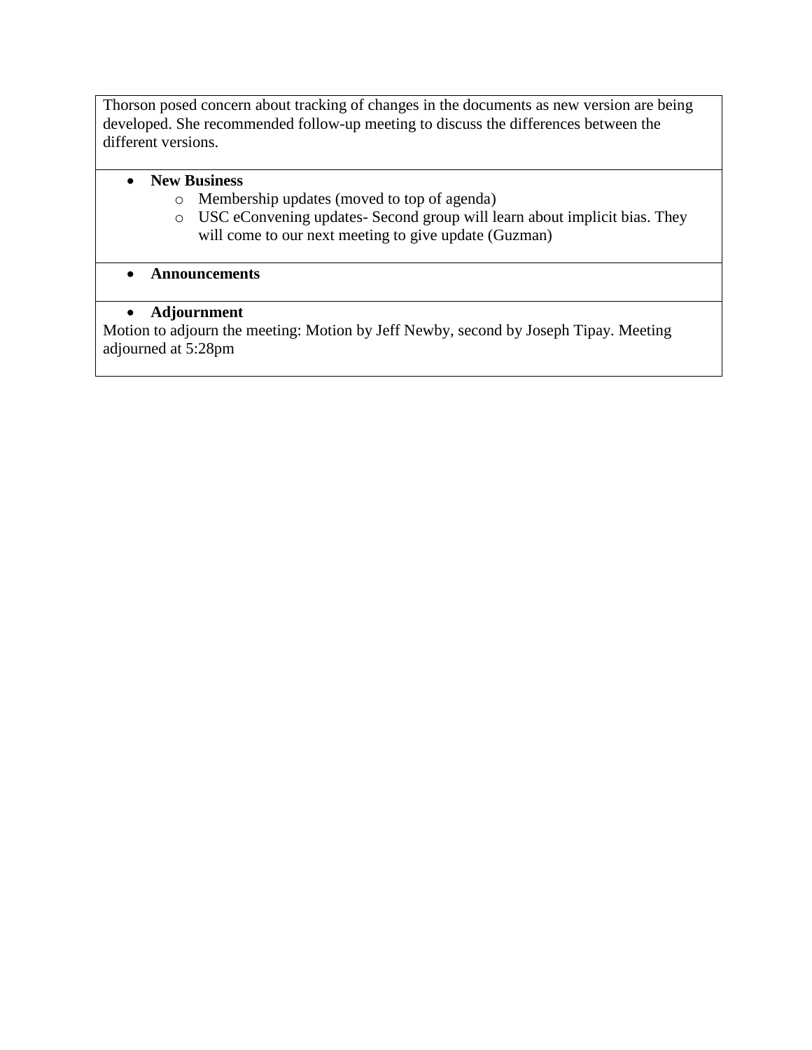Thorson posed concern about tracking of changes in the documents as new version are being developed. She recommended follow-up meeting to discuss the differences between the different versions.

- **New Business**
  - Membership updates (moved to top of agenda)
  - USC eConvening updates- Second group will learn about implicit bias. They will come to our next meeting to give update (Guzman)

- **Announcements**

- **Adjournment**

Motion to adjourn the meeting: Motion by Jeff Newby, second by Joseph Tipay. Meeting adjourned at 5:28pm